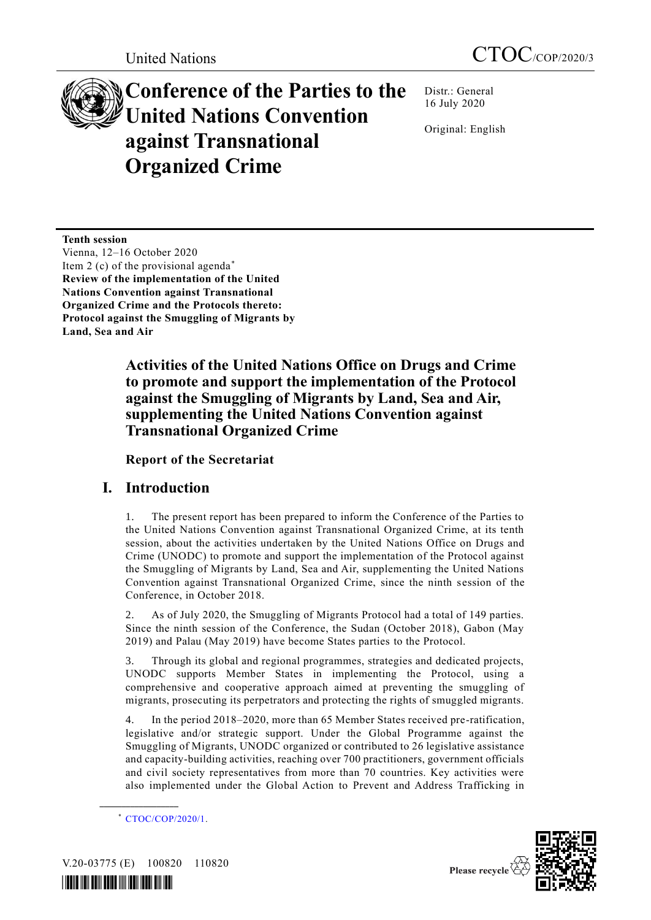United Nations

CTOC/COP/2020/3

# Conference of the Parties to the United Nations Convention against Transnational Organized Crime

Distr.: General
16 July 2020

Original: English

**Tenth session**
Vienna, 12–16 October 2020
Item 2 (c) of the provisional agenda*
**Review of the implementation of the United Nations Convention against Transnational Organized Crime and the Protocols thereto: Protocol against the Smuggling of Migrants by Land, Sea and Air**

## Activities of the United Nations Office on Drugs and Crime to promote and support the implementation of the Protocol against the Smuggling of Migrants by Land, Sea and Air, supplementing the United Nations Convention against Transnational Organized Crime

### Report of the Secretariat

## I. Introduction

1. The present report has been prepared to inform the Conference of the Parties to the United Nations Convention against Transnational Organized Crime, at its tenth session, about the activities undertaken by the United Nations Office on Drugs and Crime (UNODC) to promote and support the implementation of the Protocol against the Smuggling of Migrants by Land, Sea and Air, supplementing the United Nations Convention against Transnational Organized Crime, since the ninth session of the Conference, in October 2018.

2. As of July 2020, the Smuggling of Migrants Protocol had a total of 149 parties. Since the ninth session of the Conference, the Sudan (October 2018), Gabon (May 2019) and Palau (May 2019) have become States parties to the Protocol.

3. Through its global and regional programmes, strategies and dedicated projects, UNODC supports Member States in implementing the Protocol, using a comprehensive and cooperative approach aimed at preventing the smuggling of migrants, prosecuting its perpetrators and protecting the rights of smuggled migrants.

4. In the period 2018–2020, more than 65 Member States received pre-ratification, legislative and/or strategic support. Under the Global Programme against the Smuggling of Migrants, UNODC organized or contributed to 26 legislative assistance and capacity-building activities, reaching over 700 practitioners, government officials and civil society representatives from more than 70 countries. Key activities were also implemented under the Global Action to Prevent and Address Trafficking in

* CTOC/COP/2020/1.

V.20-03775 (E) 100820 110820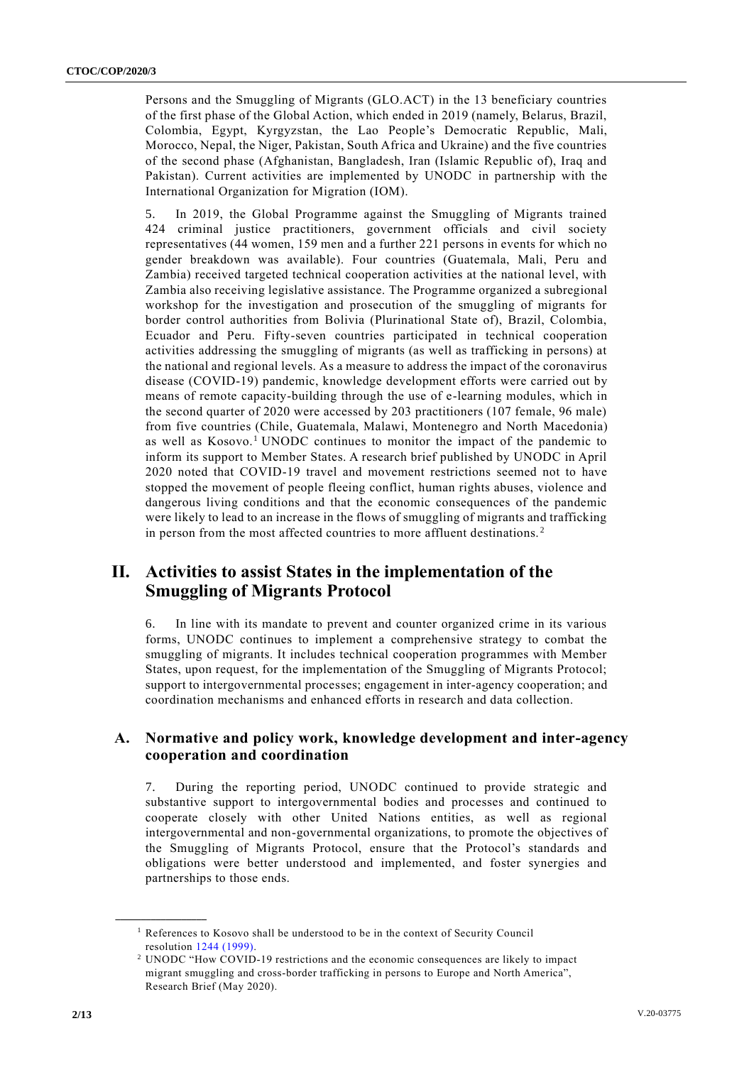Persons and the Smuggling of Migrants (GLO.ACT) in the 13 beneficiary countries of the first phase of the Global Action, which ended in 2019 (namely, Belarus, Brazil, Colombia, Egypt, Kyrgyzstan, the Lao People's Democratic Republic, Mali, Morocco, Nepal, the Niger, Pakistan, South Africa and Ukraine) and the five countries of the second phase (Afghanistan, Bangladesh, Iran (Islamic Republic of), Iraq and Pakistan). Current activities are implemented by UNODC in partnership with the International Organization for Migration (IOM).

5. In 2019, the Global Programme against the Smuggling of Migrants trained 424 criminal justice practitioners, government officials and civil society representatives (44 women, 159 men and a further 221 persons in events for which no gender breakdown was available). Four countries (Guatemala, Mali, Peru and Zambia) received targeted technical cooperation activities at the national level, with Zambia also receiving legislative assistance. The Programme organized a subregional workshop for the investigation and prosecution of the smuggling of migrants for border control authorities from Bolivia (Plurinational State of), Brazil, Colombia, Ecuador and Peru. Fifty-seven countries participated in technical cooperation activities addressing the smuggling of migrants (as well as trafficking in persons) at the national and regional levels. As a measure to address the impact of the coronavirus disease (COVID-19) pandemic, knowledge development efforts were carried out by means of remote capacity-building through the use of e-learning modules, which in the second quarter of 2020 were accessed by 203 practitioners (107 female, 96 male) from five countries (Chile, Guatemala, Malawi, Montenegro and North Macedonia) as well as Kosovo.[1] UNODC continues to monitor the impact of the pandemic to inform its support to Member States. A research brief published by UNODC in April 2020 noted that COVID-19 travel and movement restrictions seemed not to have stopped the movement of people fleeing conflict, human rights abuses, violence and dangerous living conditions and that the economic consequences of the pandemic were likely to lead to an increase in the flows of smuggling of migrants and trafficking in person from the most affected countries to more affluent destinations.[2]

## II. Activities to assist States in the implementation of the Smuggling of Migrants Protocol

6. In line with its mandate to prevent and counter organized crime in its various forms, UNODC continues to implement a comprehensive strategy to combat the smuggling of migrants. It includes technical cooperation programmes with Member States, upon request, for the implementation of the Smuggling of Migrants Protocol; support to intergovernmental processes; engagement in inter-agency cooperation; and coordination mechanisms and enhanced efforts in research and data collection.

### A. Normative and policy work, knowledge development and inter-agency cooperation and coordination

7. During the reporting period, UNODC continued to provide strategic and substantive support to intergovernmental bodies and processes and continued to cooperate closely with other United Nations entities, as well as regional intergovernmental and non-governmental organizations, to promote the objectives of the Smuggling of Migrants Protocol, ensure that the Protocol's standards and obligations were better understood and implemented, and foster synergies and partnerships to those ends.

---

[1] References to Kosovo shall be understood to be in the context of Security Council resolution 1244 (1999).

[2] UNODC "How COVID-19 restrictions and the economic consequences are likely to impact migrant smuggling and cross-border trafficking in persons to Europe and North America", Research Brief (May 2020).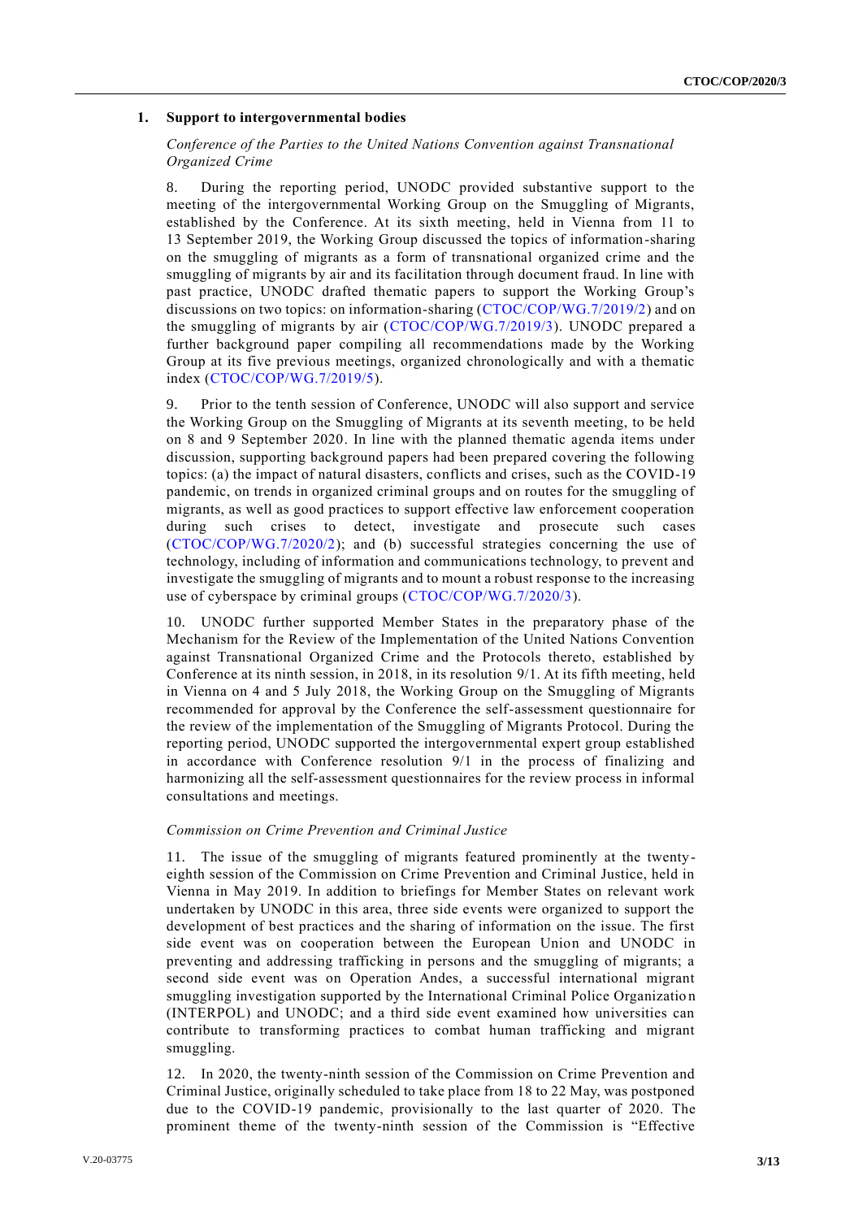## 1. Support to intergovernmental bodies

### *Conference of the Parties to the United Nations Convention against Transnational Organized Crime*

8. During the reporting period, UNODC provided substantive support to the meeting of the intergovernmental Working Group on the Smuggling of Migrants, established by the Conference. At its sixth meeting, held in Vienna from 11 to 13 September 2019, the Working Group discussed the topics of information-sharing on the smuggling of migrants as a form of transnational organized crime and the smuggling of migrants by air and its facilitation through document fraud. In line with past practice, UNODC drafted thematic papers to support the Working Group's discussions on two topics: on information-sharing (CTOC/COP/WG.7/2019/2) and on the smuggling of migrants by air (CTOC/COP/WG.7/2019/3). UNODC prepared a further background paper compiling all recommendations made by the Working Group at its five previous meetings, organized chronologically and with a thematic index (CTOC/COP/WG.7/2019/5).

9. Prior to the tenth session of Conference, UNODC will also support and service the Working Group on the Smuggling of Migrants at its seventh meeting, to be held on 8 and 9 September 2020. In line with the planned thematic agenda items under discussion, supporting background papers had been prepared covering the following topics: (a) the impact of natural disasters, conflicts and crises, such as the COVID-19 pandemic, on trends in organized criminal groups and on routes for the smuggling of migrants, as well as good practices to support effective law enforcement cooperation during such crises to detect, investigate and prosecute such cases (CTOC/COP/WG.7/2020/2); and (b) successful strategies concerning the use of technology, including of information and communications technology, to prevent and investigate the smuggling of migrants and to mount a robust response to the increasing use of cyberspace by criminal groups (CTOC/COP/WG.7/2020/3).

10. UNODC further supported Member States in the preparatory phase of the Mechanism for the Review of the Implementation of the United Nations Convention against Transnational Organized Crime and the Protocols thereto, established by Conference at its ninth session, in 2018, in its resolution 9/1. At its fifth meeting, held in Vienna on 4 and 5 July 2018, the Working Group on the Smuggling of Migrants recommended for approval by the Conference the self-assessment questionnaire for the review of the implementation of the Smuggling of Migrants Protocol. During the reporting period, UNODC supported the intergovernmental expert group established in accordance with Conference resolution 9/1 in the process of finalizing and harmonizing all the self-assessment questionnaires for the review process in informal consultations and meetings.

### *Commission on Crime Prevention and Criminal Justice*

11. The issue of the smuggling of migrants featured prominently at the twenty-eighth session of the Commission on Crime Prevention and Criminal Justice, held in Vienna in May 2019. In addition to briefings for Member States on relevant work undertaken by UNODC in this area, three side events were organized to support the development of best practices and the sharing of information on the issue. The first side event was on cooperation between the European Union and UNODC in preventing and addressing trafficking in persons and the smuggling of migrants; a second side event was on Operation Andes, a successful international migrant smuggling investigation supported by the International Criminal Police Organization (INTERPOL) and UNODC; and a third side event examined how universities can contribute to transforming practices to combat human trafficking and migrant smuggling.

12. In 2020, the twenty-ninth session of the Commission on Crime Prevention and Criminal Justice, originally scheduled to take place from 18 to 22 May, was postponed due to the COVID-19 pandemic, provisionally to the last quarter of 2020. The prominent theme of the twenty-ninth session of the Commission is "Effective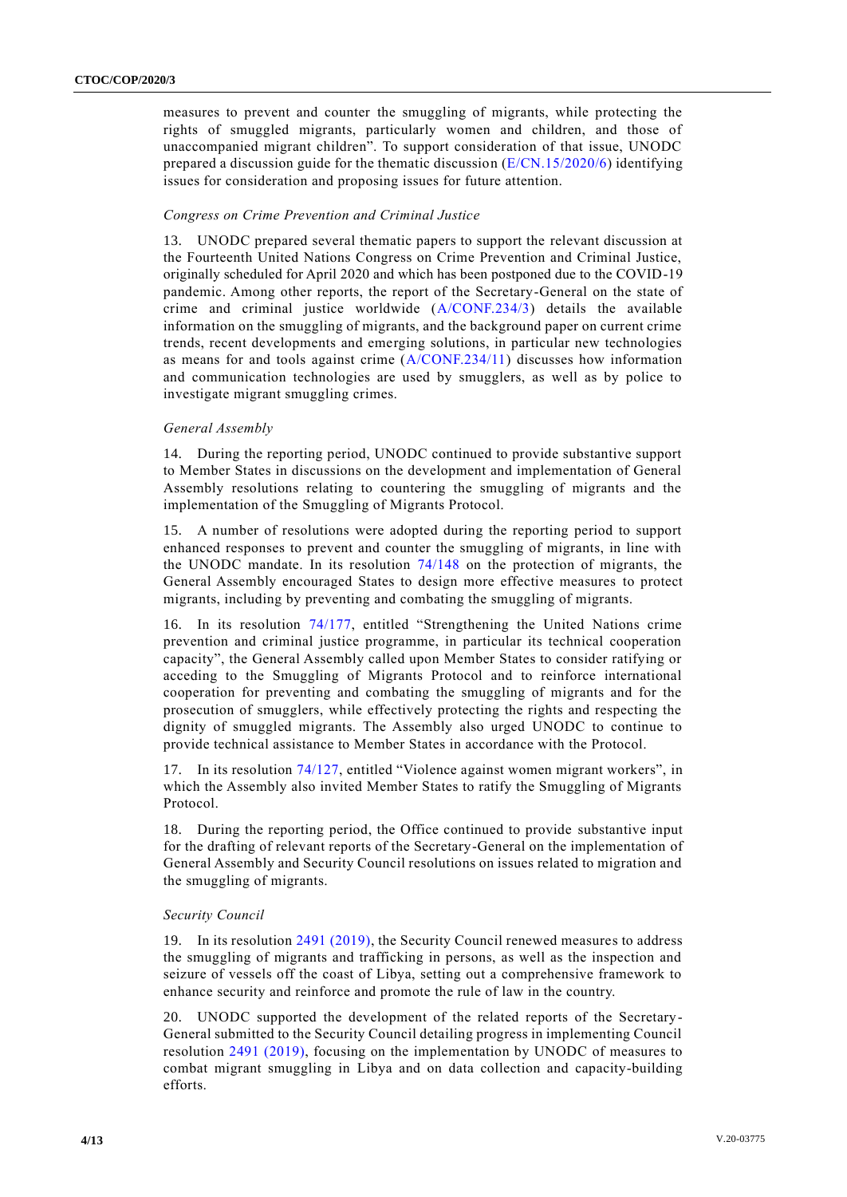measures to prevent and counter the smuggling of migrants, while protecting the rights of smuggled migrants, particularly women and children, and those of unaccompanied migrant children". To support consideration of that issue, UNODC prepared a discussion guide for the thematic discussion (E/CN.15/2020/6) identifying issues for consideration and proposing issues for future attention.

*Congress on Crime Prevention and Criminal Justice*

13. UNODC prepared several thematic papers to support the relevant discussion at the Fourteenth United Nations Congress on Crime Prevention and Criminal Justice, originally scheduled for April 2020 and which has been postponed due to the COVID-19 pandemic. Among other reports, the report of the Secretary-General on the state of crime and criminal justice worldwide (A/CONF.234/3) details the available information on the smuggling of migrants, and the background paper on current crime trends, recent developments and emerging solutions, in particular new technologies as means for and tools against crime (A/CONF.234/11) discusses how information and communication technologies are used by smugglers, as well as by police to investigate migrant smuggling crimes.

*General Assembly*

14. During the reporting period, UNODC continued to provide substantive support to Member States in discussions on the development and implementation of General Assembly resolutions relating to countering the smuggling of migrants and the implementation of the Smuggling of Migrants Protocol.

15. A number of resolutions were adopted during the reporting period to support enhanced responses to prevent and counter the smuggling of migrants, in line with the UNODC mandate. In its resolution 74/148 on the protection of migrants, the General Assembly encouraged States to design more effective measures to protect migrants, including by preventing and combating the smuggling of migrants.

16. In its resolution 74/177, entitled "Strengthening the United Nations crime prevention and criminal justice programme, in particular its technical cooperation capacity", the General Assembly called upon Member States to consider ratifying or acceding to the Smuggling of Migrants Protocol and to reinforce international cooperation for preventing and combating the smuggling of migrants and for the prosecution of smugglers, while effectively protecting the rights and respecting the dignity of smuggled migrants. The Assembly also urged UNODC to continue to provide technical assistance to Member States in accordance with the Protocol.

17. In its resolution 74/127, entitled "Violence against women migrant workers", in which the Assembly also invited Member States to ratify the Smuggling of Migrants Protocol.

18. During the reporting period, the Office continued to provide substantive input for the drafting of relevant reports of the Secretary-General on the implementation of General Assembly and Security Council resolutions on issues related to migration and the smuggling of migrants.

*Security Council*

19. In its resolution 2491 (2019), the Security Council renewed measures to address the smuggling of migrants and trafficking in persons, as well as the inspection and seizure of vessels off the coast of Libya, setting out a comprehensive framework to enhance security and reinforce and promote the rule of law in the country.

20. UNODC supported the development of the related reports of the Secretary-General submitted to the Security Council detailing progress in implementing Council resolution 2491 (2019), focusing on the implementation by UNODC of measures to combat migrant smuggling in Libya and on data collection and capacity-building efforts.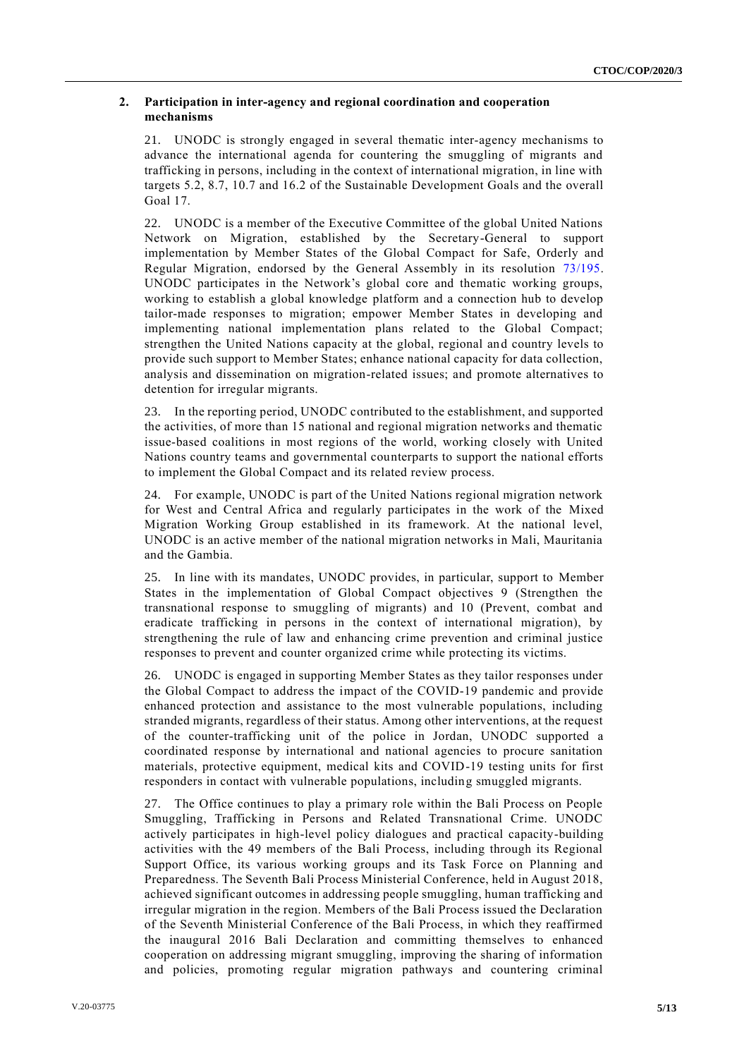### 2. Participation in inter-agency and regional coordination and cooperation mechanisms

21. UNODC is strongly engaged in several thematic inter-agency mechanisms to advance the international agenda for countering the smuggling of migrants and trafficking in persons, including in the context of international migration, in line with targets 5.2, 8.7, 10.7 and 16.2 of the Sustainable Development Goals and the overall Goal 17.

22. UNODC is a member of the Executive Committee of the global United Nations Network on Migration, established by the Secretary-General to support implementation by Member States of the Global Compact for Safe, Orderly and Regular Migration, endorsed by the General Assembly in its resolution 73/195. UNODC participates in the Network's global core and thematic working groups, working to establish a global knowledge platform and a connection hub to develop tailor-made responses to migration; empower Member States in developing and implementing national implementation plans related to the Global Compact; strengthen the United Nations capacity at the global, regional and country levels to provide such support to Member States; enhance national capacity for data collection, analysis and dissemination on migration-related issues; and promote alternatives to detention for irregular migrants.

23. In the reporting period, UNODC contributed to the establishment, and supported the activities, of more than 15 national and regional migration networks and thematic issue-based coalitions in most regions of the world, working closely with United Nations country teams and governmental counterparts to support the national efforts to implement the Global Compact and its related review process.

24. For example, UNODC is part of the United Nations regional migration network for West and Central Africa and regularly participates in the work of the Mixed Migration Working Group established in its framework. At the national level, UNODC is an active member of the national migration networks in Mali, Mauritania and the Gambia.

25. In line with its mandates, UNODC provides, in particular, support to Member States in the implementation of Global Compact objectives 9 (Strengthen the transnational response to smuggling of migrants) and 10 (Prevent, combat and eradicate trafficking in persons in the context of international migration), by strengthening the rule of law and enhancing crime prevention and criminal justice responses to prevent and counter organized crime while protecting its victims.

26. UNODC is engaged in supporting Member States as they tailor responses under the Global Compact to address the impact of the COVID-19 pandemic and provide enhanced protection and assistance to the most vulnerable populations, including stranded migrants, regardless of their status. Among other interventions, at the request of the counter-trafficking unit of the police in Jordan, UNODC supported a coordinated response by international and national agencies to procure sanitation materials, protective equipment, medical kits and COVID-19 testing units for first responders in contact with vulnerable populations, including smuggled migrants.

27. The Office continues to play a primary role within the Bali Process on People Smuggling, Trafficking in Persons and Related Transnational Crime. UNODC actively participates in high-level policy dialogues and practical capacity-building activities with the 49 members of the Bali Process, including through its Regional Support Office, its various working groups and its Task Force on Planning and Preparedness. The Seventh Bali Process Ministerial Conference, held in August 2018, achieved significant outcomes in addressing people smuggling, human trafficking and irregular migration in the region. Members of the Bali Process issued the Declaration of the Seventh Ministerial Conference of the Bali Process, in which they reaffirmed the inaugural 2016 Bali Declaration and committing themselves to enhanced cooperation on addressing migrant smuggling, improving the sharing of information and policies, promoting regular migration pathways and countering criminal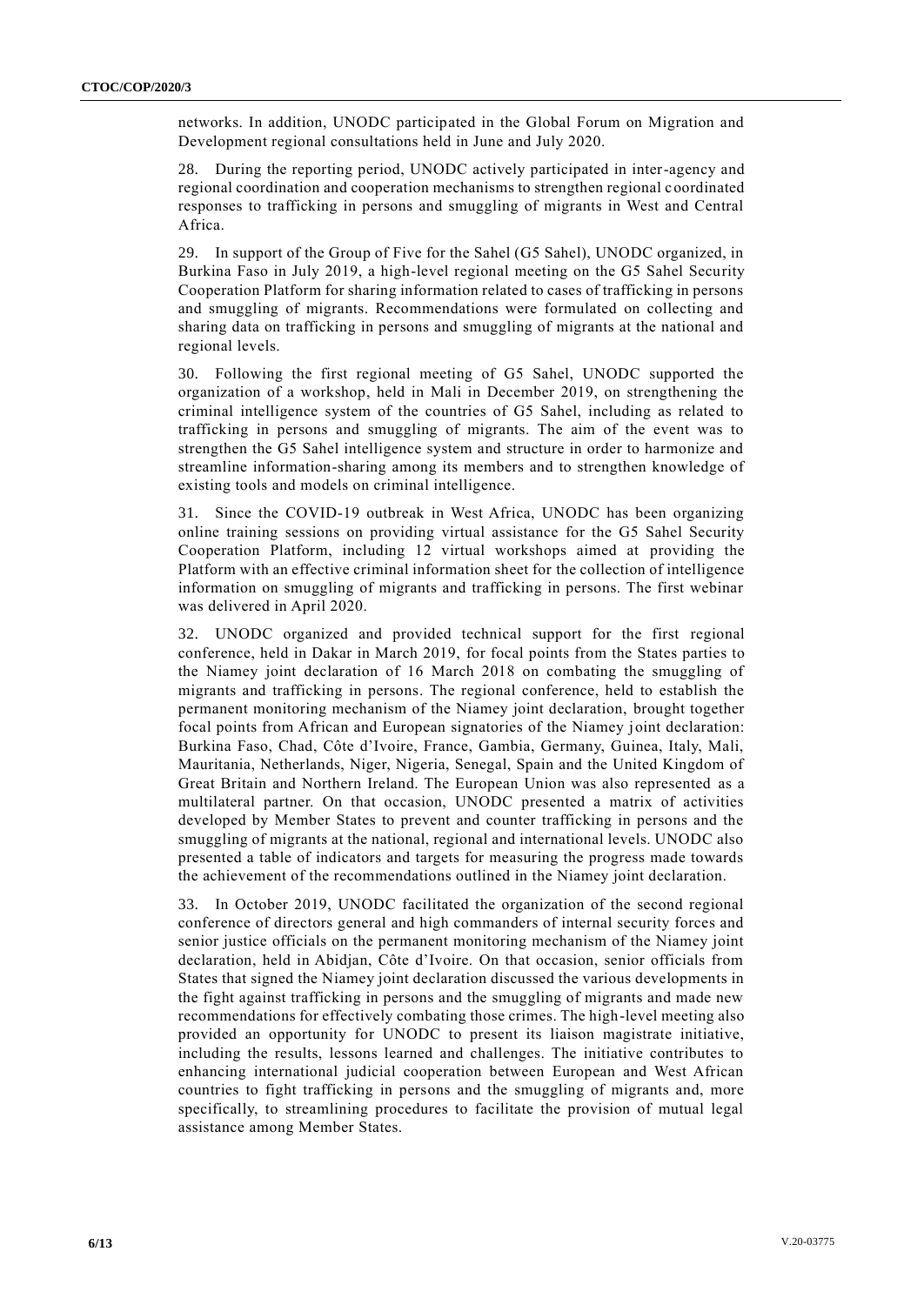networks. In addition, UNODC participated in the Global Forum on Migration and Development regional consultations held in June and July 2020.

28. During the reporting period, UNODC actively participated in inter-agency and regional coordination and cooperation mechanisms to strengthen regional coordinated responses to trafficking in persons and smuggling of migrants in West and Central Africa.

29. In support of the Group of Five for the Sahel (G5 Sahel), UNODC organized, in Burkina Faso in July 2019, a high-level regional meeting on the G5 Sahel Security Cooperation Platform for sharing information related to cases of trafficking in persons and smuggling of migrants. Recommendations were formulated on collecting and sharing data on trafficking in persons and smuggling of migrants at the national and regional levels.

30. Following the first regional meeting of G5 Sahel, UNODC supported the organization of a workshop, held in Mali in December 2019, on strengthening the criminal intelligence system of the countries of G5 Sahel, including as related to trafficking in persons and smuggling of migrants. The aim of the event was to strengthen the G5 Sahel intelligence system and structure in order to harmonize and streamline information-sharing among its members and to strengthen knowledge of existing tools and models on criminal intelligence.

31. Since the COVID-19 outbreak in West Africa, UNODC has been organizing online training sessions on providing virtual assistance for the G5 Sahel Security Cooperation Platform, including 12 virtual workshops aimed at providing the Platform with an effective criminal information sheet for the collection of intelligence information on smuggling of migrants and trafficking in persons. The first webinar was delivered in April 2020.

32. UNODC organized and provided technical support for the first regional conference, held in Dakar in March 2019, for focal points from the States parties to the Niamey joint declaration of 16 March 2018 on combating the smuggling of migrants and trafficking in persons. The regional conference, held to establish the permanent monitoring mechanism of the Niamey joint declaration, brought together focal points from African and European signatories of the Niamey joint declaration: Burkina Faso, Chad, Côte d'Ivoire, France, Gambia, Germany, Guinea, Italy, Mali, Mauritania, Netherlands, Niger, Nigeria, Senegal, Spain and the United Kingdom of Great Britain and Northern Ireland. The European Union was also represented as a multilateral partner. On that occasion, UNODC presented a matrix of activities developed by Member States to prevent and counter trafficking in persons and the smuggling of migrants at the national, regional and international levels. UNODC also presented a table of indicators and targets for measuring the progress made towards the achievement of the recommendations outlined in the Niamey joint declaration.

33. In October 2019, UNODC facilitated the organization of the second regional conference of directors general and high commanders of internal security forces and senior justice officials on the permanent monitoring mechanism of the Niamey joint declaration, held in Abidjan, Côte d'Ivoire. On that occasion, senior officials from States that signed the Niamey joint declaration discussed the various developments in the fight against trafficking in persons and the smuggling of migrants and made new recommendations for effectively combating those crimes. The high-level meeting also provided an opportunity for UNODC to present its liaison magistrate initiative, including the results, lessons learned and challenges. The initiative contributes to enhancing international judicial cooperation between European and West African countries to fight trafficking in persons and the smuggling of migrants and, more specifically, to streamlining procedures to facilitate the provision of mutual legal assistance among Member States.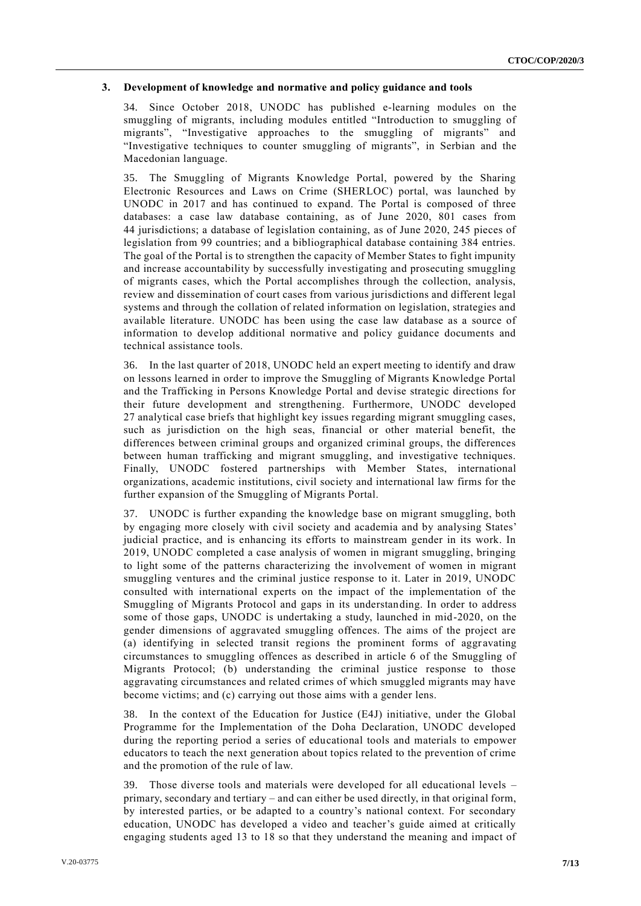### 3. Development of knowledge and normative and policy guidance and tools

34. Since October 2018, UNODC has published e-learning modules on the smuggling of migrants, including modules entitled "Introduction to smuggling of migrants", "Investigative approaches to the smuggling of migrants" and "Investigative techniques to counter smuggling of migrants", in Serbian and the Macedonian language.

35. The Smuggling of Migrants Knowledge Portal, powered by the Sharing Electronic Resources and Laws on Crime (SHERLOC) portal, was launched by UNODC in 2017 and has continued to expand. The Portal is composed of three databases: a case law database containing, as of June 2020, 801 cases from 44 jurisdictions; a database of legislation containing, as of June 2020, 245 pieces of legislation from 99 countries; and a bibliographical database containing 384 entries. The goal of the Portal is to strengthen the capacity of Member States to fight impunity and increase accountability by successfully investigating and prosecuting smuggling of migrants cases, which the Portal accomplishes through the collection, analysis, review and dissemination of court cases from various jurisdictions and different legal systems and through the collation of related information on legislation, strategies and available literature. UNODC has been using the case law database as a source of information to develop additional normative and policy guidance documents and technical assistance tools.

36. In the last quarter of 2018, UNODC held an expert meeting to identify and draw on lessons learned in order to improve the Smuggling of Migrants Knowledge Portal and the Trafficking in Persons Knowledge Portal and devise strategic directions for their future development and strengthening. Furthermore, UNODC developed 27 analytical case briefs that highlight key issues regarding migrant smuggling cases, such as jurisdiction on the high seas, financial or other material benefit, the differences between criminal groups and organized criminal groups, the differences between human trafficking and migrant smuggling, and investigative techniques. Finally, UNODC fostered partnerships with Member States, international organizations, academic institutions, civil society and international law firms for the further expansion of the Smuggling of Migrants Portal.

37. UNODC is further expanding the knowledge base on migrant smuggling, both by engaging more closely with civil society and academia and by analysing States' judicial practice, and is enhancing its efforts to mainstream gender in its work. In 2019, UNODC completed a case analysis of women in migrant smuggling, bringing to light some of the patterns characterizing the involvement of women in migrant smuggling ventures and the criminal justice response to it. Later in 2019, UNODC consulted with international experts on the impact of the implementation of the Smuggling of Migrants Protocol and gaps in its understanding. In order to address some of those gaps, UNODC is undertaking a study, launched in mid-2020, on the gender dimensions of aggravated smuggling offences. The aims of the project are (a) identifying in selected transit regions the prominent forms of aggravating circumstances to smuggling offences as described in article 6 of the Smuggling of Migrants Protocol; (b) understanding the criminal justice response to those aggravating circumstances and related crimes of which smuggled migrants may have become victims; and (c) carrying out those aims with a gender lens.

38. In the context of the Education for Justice (E4J) initiative, under the Global Programme for the Implementation of the Doha Declaration, UNODC developed during the reporting period a series of educational tools and materials to empower educators to teach the next generation about topics related to the prevention of crime and the promotion of the rule of law.

39. Those diverse tools and materials were developed for all educational levels – primary, secondary and tertiary – and can either be used directly, in that original form, by interested parties, or be adapted to a country's national context. For secondary education, UNODC has developed a video and teacher's guide aimed at critically engaging students aged 13 to 18 so that they understand the meaning and impact of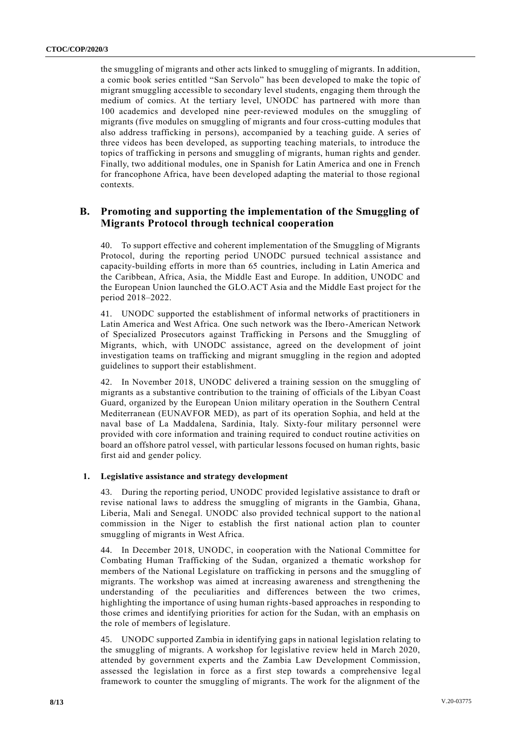the smuggling of migrants and other acts linked to smuggling of migrants. In addition, a comic book series entitled "San Servolo" has been developed to make the topic of migrant smuggling accessible to secondary level students, engaging them through the medium of comics. At the tertiary level, UNODC has partnered with more than 100 academics and developed nine peer-reviewed modules on the smuggling of migrants (five modules on smuggling of migrants and four cross-cutting modules that also address trafficking in persons), accompanied by a teaching guide. A series of three videos has been developed, as supporting teaching materials, to introduce the topics of trafficking in persons and smuggling of migrants, human rights and gender. Finally, two additional modules, one in Spanish for Latin America and one in French for francophone Africa, have been developed adapting the material to those regional contexts.

## B. Promoting and supporting the implementation of the Smuggling of Migrants Protocol through technical cooperation

40. To support effective and coherent implementation of the Smuggling of Migrants Protocol, during the reporting period UNODC pursued technical assistance and capacity-building efforts in more than 65 countries, including in Latin America and the Caribbean, Africa, Asia, the Middle East and Europe. In addition, UNODC and the European Union launched the GLO.ACT Asia and the Middle East project for the period 2018–2022.

41. UNODC supported the establishment of informal networks of practitioners in Latin America and West Africa. One such network was the Ibero-American Network of Specialized Prosecutors against Trafficking in Persons and the Smuggling of Migrants, which, with UNODC assistance, agreed on the development of joint investigation teams on trafficking and migrant smuggling in the region and adopted guidelines to support their establishment.

42. In November 2018, UNODC delivered a training session on the smuggling of migrants as a substantive contribution to the training of officials of the Libyan Coast Guard, organized by the European Union military operation in the Southern Central Mediterranean (EUNAVFOR MED), as part of its operation Sophia, and held at the naval base of La Maddalena, Sardinia, Italy. Sixty-four military personnel were provided with core information and training required to conduct routine activities on board an offshore patrol vessel, with particular lessons focused on human rights, basic first aid and gender policy.

### 1. Legislative assistance and strategy development

43. During the reporting period, UNODC provided legislative assistance to draft or revise national laws to address the smuggling of migrants in the Gambia, Ghana, Liberia, Mali and Senegal. UNODC also provided technical support to the national commission in the Niger to establish the first national action plan to counter smuggling of migrants in West Africa.

44. In December 2018, UNODC, in cooperation with the National Committee for Combating Human Trafficking of the Sudan, organized a thematic workshop for members of the National Legislature on trafficking in persons and the smuggling of migrants. The workshop was aimed at increasing awareness and strengthening the understanding of the peculiarities and differences between the two crimes, highlighting the importance of using human rights-based approaches in responding to those crimes and identifying priorities for action for the Sudan, with an emphasis on the role of members of legislature.

45. UNODC supported Zambia in identifying gaps in national legislation relating to the smuggling of migrants. A workshop for legislative review held in March 2020, attended by government experts and the Zambia Law Development Commission, assessed the legislation in force as a first step towards a comprehensive legal framework to counter the smuggling of migrants. The work for the alignment of the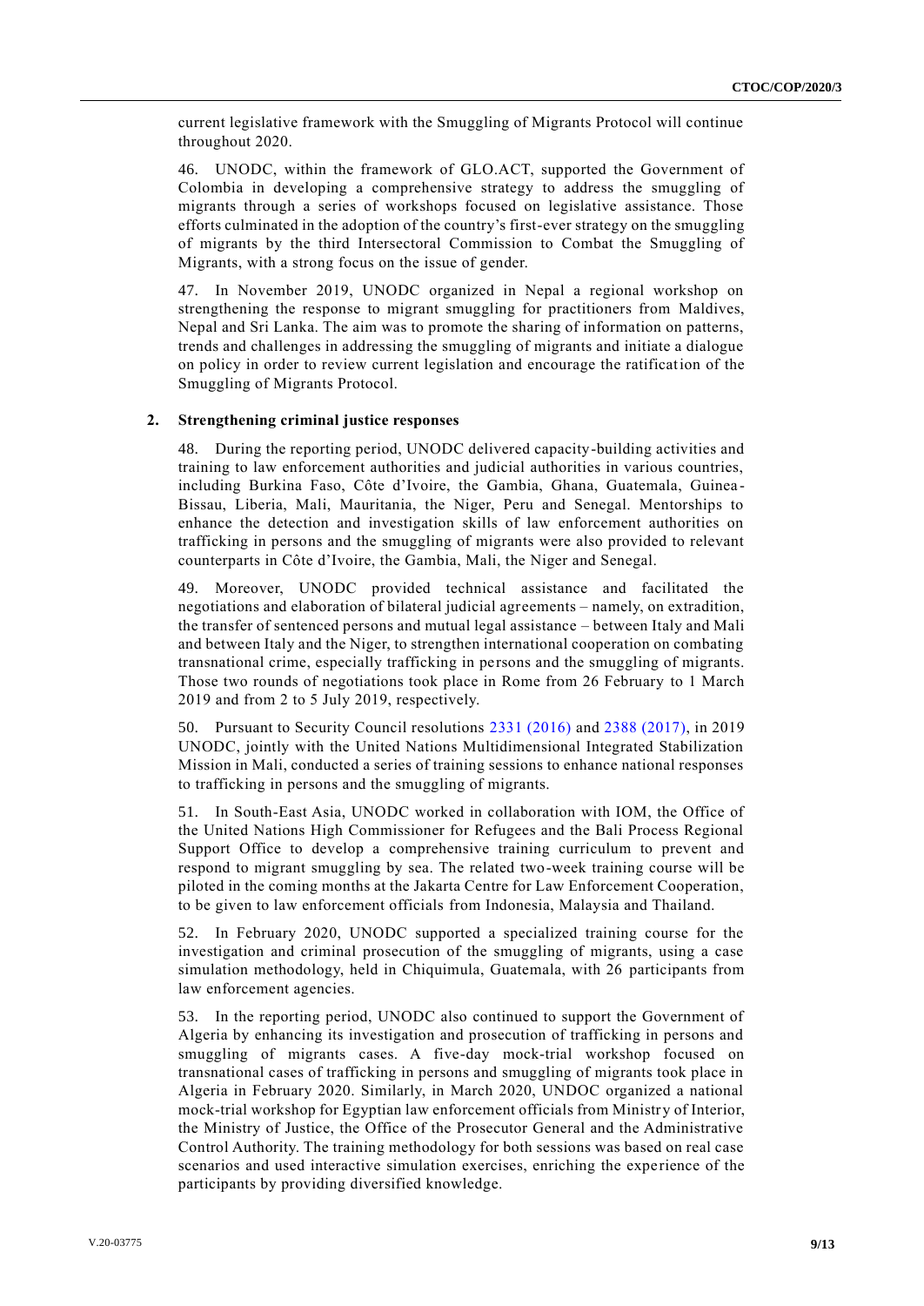current legislative framework with the Smuggling of Migrants Protocol will continue throughout 2020.

46. UNODC, within the framework of GLO.ACT, supported the Government of Colombia in developing a comprehensive strategy to address the smuggling of migrants through a series of workshops focused on legislative assistance. Those efforts culminated in the adoption of the country's first-ever strategy on the smuggling of migrants by the third Intersectoral Commission to Combat the Smuggling of Migrants, with a strong focus on the issue of gender.

47. In November 2019, UNODC organized in Nepal a regional workshop on strengthening the response to migrant smuggling for practitioners from Maldives, Nepal and Sri Lanka. The aim was to promote the sharing of information on patterns, trends and challenges in addressing the smuggling of migrants and initiate a dialogue on policy in order to review current legislation and encourage the ratification of the Smuggling of Migrants Protocol.

### 2. Strengthening criminal justice responses

48. During the reporting period, UNODC delivered capacity-building activities and training to law enforcement authorities and judicial authorities in various countries, including Burkina Faso, Côte d'Ivoire, the Gambia, Ghana, Guatemala, Guinea-Bissau, Liberia, Mali, Mauritania, the Niger, Peru and Senegal. Mentorships to enhance the detection and investigation skills of law enforcement authorities on trafficking in persons and the smuggling of migrants were also provided to relevant counterparts in Côte d'Ivoire, the Gambia, Mali, the Niger and Senegal.

49. Moreover, UNODC provided technical assistance and facilitated the negotiations and elaboration of bilateral judicial agreements – namely, on extradition, the transfer of sentenced persons and mutual legal assistance – between Italy and Mali and between Italy and the Niger, to strengthen international cooperation on combating transnational crime, especially trafficking in persons and the smuggling of migrants. Those two rounds of negotiations took place in Rome from 26 February to 1 March 2019 and from 2 to 5 July 2019, respectively.

50. Pursuant to Security Council resolutions 2331 (2016) and 2388 (2017), in 2019 UNODC, jointly with the United Nations Multidimensional Integrated Stabilization Mission in Mali, conducted a series of training sessions to enhance national responses to trafficking in persons and the smuggling of migrants.

51. In South-East Asia, UNODC worked in collaboration with IOM, the Office of the United Nations High Commissioner for Refugees and the Bali Process Regional Support Office to develop a comprehensive training curriculum to prevent and respond to migrant smuggling by sea. The related two-week training course will be piloted in the coming months at the Jakarta Centre for Law Enforcement Cooperation, to be given to law enforcement officials from Indonesia, Malaysia and Thailand.

52. In February 2020, UNODC supported a specialized training course for the investigation and criminal prosecution of the smuggling of migrants, using a case simulation methodology, held in Chiquimula, Guatemala, with 26 participants from law enforcement agencies.

53. In the reporting period, UNODC also continued to support the Government of Algeria by enhancing its investigation and prosecution of trafficking in persons and smuggling of migrants cases. A five-day mock-trial workshop focused on transnational cases of trafficking in persons and smuggling of migrants took place in Algeria in February 2020. Similarly, in March 2020, UNDOC organized a national mock-trial workshop for Egyptian law enforcement officials from Ministry of Interior, the Ministry of Justice, the Office of the Prosecutor General and the Administrative Control Authority. The training methodology for both sessions was based on real case scenarios and used interactive simulation exercises, enriching the experience of the participants by providing diversified knowledge.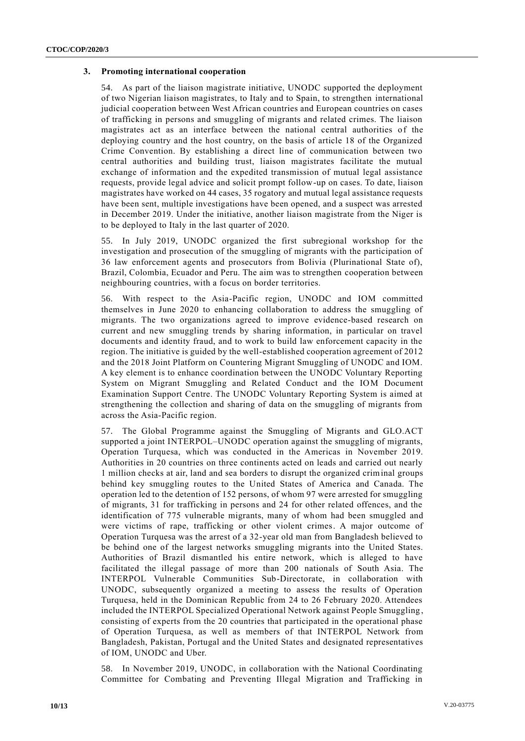### 3. Promoting international cooperation

54. As part of the liaison magistrate initiative, UNODC supported the deployment of two Nigerian liaison magistrates, to Italy and to Spain, to strengthen international judicial cooperation between West African countries and European countries on cases of trafficking in persons and smuggling of migrants and related crimes. The liaison magistrates act as an interface between the national central authorities of the deploying country and the host country, on the basis of article 18 of the Organized Crime Convention. By establishing a direct line of communication between two central authorities and building trust, liaison magistrates facilitate the mutual exchange of information and the expedited transmission of mutual legal assistance requests, provide legal advice and solicit prompt follow-up on cases. To date, liaison magistrates have worked on 44 cases, 35 rogatory and mutual legal assistance requests have been sent, multiple investigations have been opened, and a suspect was arrested in December 2019. Under the initiative, another liaison magistrate from the Niger is to be deployed to Italy in the last quarter of 2020.

55. In July 2019, UNODC organized the first subregional workshop for the investigation and prosecution of the smuggling of migrants with the participation of 36 law enforcement agents and prosecutors from Bolivia (Plurinational State of), Brazil, Colombia, Ecuador and Peru. The aim was to strengthen cooperation between neighbouring countries, with a focus on border territories.

56. With respect to the Asia-Pacific region, UNODC and IOM committed themselves in June 2020 to enhancing collaboration to address the smuggling of migrants. The two organizations agreed to improve evidence-based research on current and new smuggling trends by sharing information, in particular on travel documents and identity fraud, and to work to build law enforcement capacity in the region. The initiative is guided by the well-established cooperation agreement of 2012 and the 2018 Joint Platform on Countering Migrant Smuggling of UNODC and IOM. A key element is to enhance coordination between the UNODC Voluntary Reporting System on Migrant Smuggling and Related Conduct and the IOM Document Examination Support Centre. The UNODC Voluntary Reporting System is aimed at strengthening the collection and sharing of data on the smuggling of migrants from across the Asia-Pacific region.

57. The Global Programme against the Smuggling of Migrants and GLO.ACT supported a joint INTERPOL–UNODC operation against the smuggling of migrants, Operation Turquesa, which was conducted in the Americas in November 2019. Authorities in 20 countries on three continents acted on leads and carried out nearly 1 million checks at air, land and sea borders to disrupt the organized criminal groups behind key smuggling routes to the United States of America and Canada. The operation led to the detention of 152 persons, of whom 97 were arrested for smuggling of migrants, 31 for trafficking in persons and 24 for other related offences, and the identification of 775 vulnerable migrants, many of whom had been smuggled and were victims of rape, trafficking or other violent crimes. A major outcome of Operation Turquesa was the arrest of a 32-year old man from Bangladesh believed to be behind one of the largest networks smuggling migrants into the United States. Authorities of Brazil dismantled his entire network, which is alleged to have facilitated the illegal passage of more than 200 nationals of South Asia. The INTERPOL Vulnerable Communities Sub-Directorate, in collaboration with UNODC, subsequently organized a meeting to assess the results of Operation Turquesa, held in the Dominican Republic from 24 to 26 February 2020. Attendees included the INTERPOL Specialized Operational Network against People Smuggling, consisting of experts from the 20 countries that participated in the operational phase of Operation Turquesa, as well as members of that INTERPOL Network from Bangladesh, Pakistan, Portugal and the United States and designated representatives of IOM, UNODC and Uber.

58. In November 2019, UNODC, in collaboration with the National Coordinating Committee for Combating and Preventing Illegal Migration and Trafficking in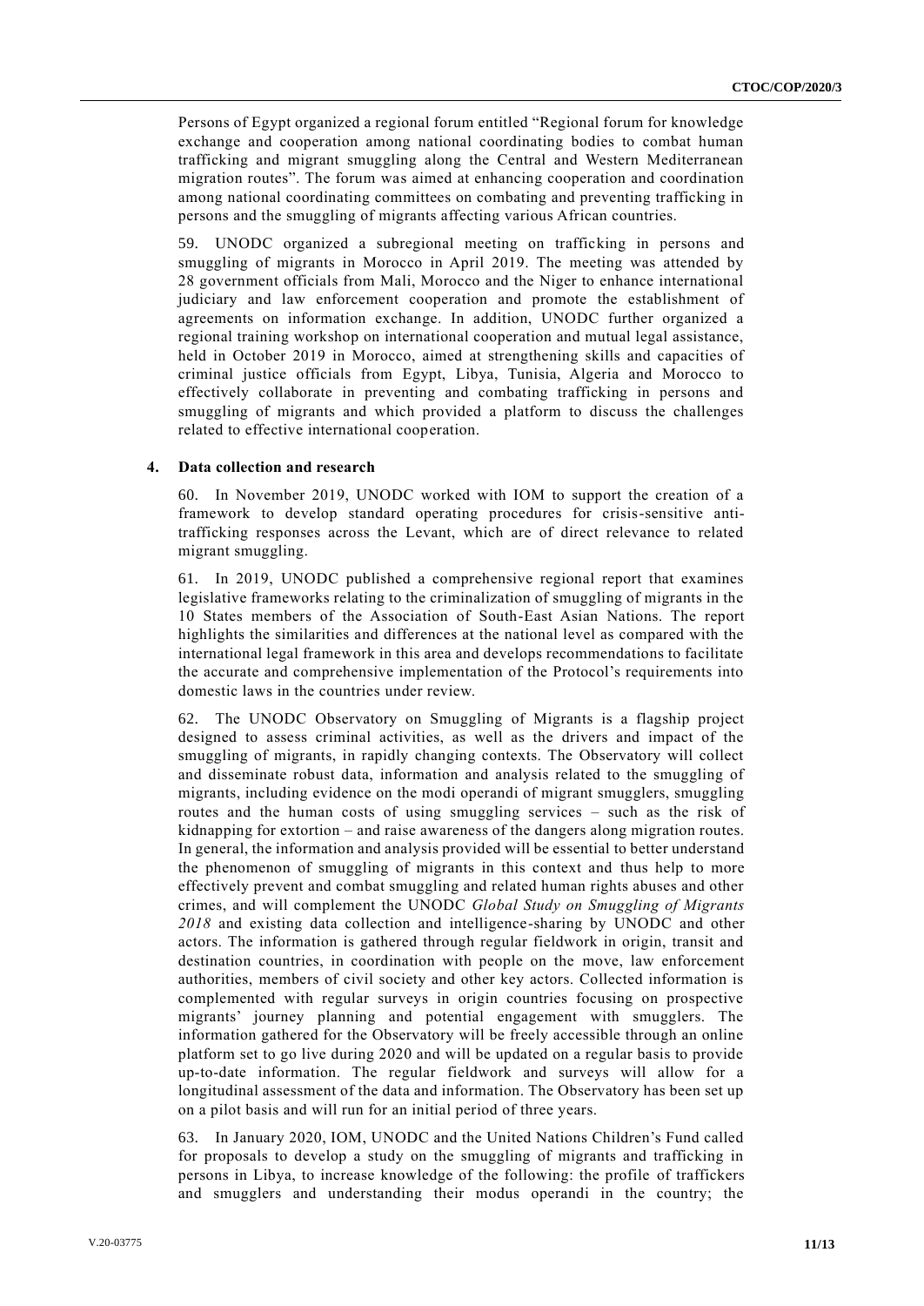Persons of Egypt organized a regional forum entitled "Regional forum for knowledge exchange and cooperation among national coordinating bodies to combat human trafficking and migrant smuggling along the Central and Western Mediterranean migration routes". The forum was aimed at enhancing cooperation and coordination among national coordinating committees on combating and preventing trafficking in persons and the smuggling of migrants affecting various African countries.

59. UNODC organized a subregional meeting on trafficking in persons and smuggling of migrants in Morocco in April 2019. The meeting was attended by 28 government officials from Mali, Morocco and the Niger to enhance international judiciary and law enforcement cooperation and promote the establishment of agreements on information exchange. In addition, UNODC further organized a regional training workshop on international cooperation and mutual legal assistance, held in October 2019 in Morocco, aimed at strengthening skills and capacities of criminal justice officials from Egypt, Libya, Tunisia, Algeria and Morocco to effectively collaborate in preventing and combating trafficking in persons and smuggling of migrants and which provided a platform to discuss the challenges related to effective international cooperation.

### 4. Data collection and research

60. In November 2019, UNODC worked with IOM to support the creation of a framework to develop standard operating procedures for crisis-sensitive anti-trafficking responses across the Levant, which are of direct relevance to related migrant smuggling.

61. In 2019, UNODC published a comprehensive regional report that examines legislative frameworks relating to the criminalization of smuggling of migrants in the 10 States members of the Association of South-East Asian Nations. The report highlights the similarities and differences at the national level as compared with the international legal framework in this area and develops recommendations to facilitate the accurate and comprehensive implementation of the Protocol's requirements into domestic laws in the countries under review.

62. The UNODC Observatory on Smuggling of Migrants is a flagship project designed to assess criminal activities, as well as the drivers and impact of the smuggling of migrants, in rapidly changing contexts. The Observatory will collect and disseminate robust data, information and analysis related to the smuggling of migrants, including evidence on the modi operandi of migrant smugglers, smuggling routes and the human costs of using smuggling services – such as the risk of kidnapping for extortion – and raise awareness of the dangers along migration routes. In general, the information and analysis provided will be essential to better understand the phenomenon of smuggling of migrants in this context and thus help to more effectively prevent and combat smuggling and related human rights abuses and other crimes, and will complement the UNODC *Global Study on Smuggling of Migrants 2018* and existing data collection and intelligence-sharing by UNODC and other actors. The information is gathered through regular fieldwork in origin, transit and destination countries, in coordination with people on the move, law enforcement authorities, members of civil society and other key actors. Collected information is complemented with regular surveys in origin countries focusing on prospective migrants' journey planning and potential engagement with smugglers. The information gathered for the Observatory will be freely accessible through an online platform set to go live during 2020 and will be updated on a regular basis to provide up-to-date information. The regular fieldwork and surveys will allow for a longitudinal assessment of the data and information. The Observatory has been set up on a pilot basis and will run for an initial period of three years.

63. In January 2020, IOM, UNODC and the United Nations Children's Fund called for proposals to develop a study on the smuggling of migrants and trafficking in persons in Libya, to increase knowledge of the following: the profile of traffickers and smugglers and understanding their modus operandi in the country; the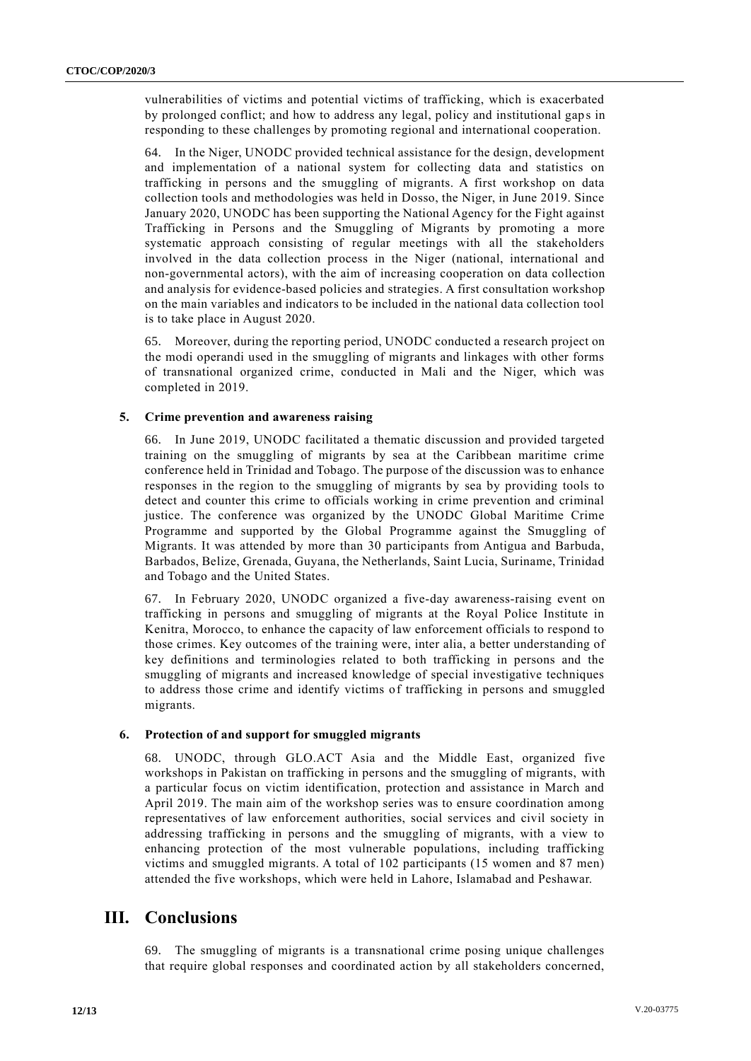vulnerabilities of victims and potential victims of trafficking, which is exacerbated by prolonged conflict; and how to address any legal, policy and institutional gaps in responding to these challenges by promoting regional and international cooperation.

64. In the Niger, UNODC provided technical assistance for the design, development and implementation of a national system for collecting data and statistics on trafficking in persons and the smuggling of migrants. A first workshop on data collection tools and methodologies was held in Dosso, the Niger, in June 2019. Since January 2020, UNODC has been supporting the National Agency for the Fight against Trafficking in Persons and the Smuggling of Migrants by promoting a more systematic approach consisting of regular meetings with all the stakeholders involved in the data collection process in the Niger (national, international and non-governmental actors), with the aim of increasing cooperation on data collection and analysis for evidence-based policies and strategies. A first consultation workshop on the main variables and indicators to be included in the national data collection tool is to take place in August 2020.

65. Moreover, during the reporting period, UNODC conducted a research project on the modi operandi used in the smuggling of migrants and linkages with other forms of transnational organized crime, conducted in Mali and the Niger, which was completed in 2019.

### 5. Crime prevention and awareness raising

66. In June 2019, UNODC facilitated a thematic discussion and provided targeted training on the smuggling of migrants by sea at the Caribbean maritime crime conference held in Trinidad and Tobago. The purpose of the discussion was to enhance responses in the region to the smuggling of migrants by sea by providing tools to detect and counter this crime to officials working in crime prevention and criminal justice. The conference was organized by the UNODC Global Maritime Crime Programme and supported by the Global Programme against the Smuggling of Migrants. It was attended by more than 30 participants from Antigua and Barbuda, Barbados, Belize, Grenada, Guyana, the Netherlands, Saint Lucia, Suriname, Trinidad and Tobago and the United States.

67. In February 2020, UNODC organized a five-day awareness-raising event on trafficking in persons and smuggling of migrants at the Royal Police Institute in Kenitra, Morocco, to enhance the capacity of law enforcement officials to respond to those crimes. Key outcomes of the training were, inter alia, a better understanding of key definitions and terminologies related to both trafficking in persons and the smuggling of migrants and increased knowledge of special investigative techniques to address those crime and identify victims of trafficking in persons and smuggled migrants.

### 6. Protection of and support for smuggled migrants

68. UNODC, through GLO.ACT Asia and the Middle East, organized five workshops in Pakistan on trafficking in persons and the smuggling of migrants, with a particular focus on victim identification, protection and assistance in March and April 2019. The main aim of the workshop series was to ensure coordination among representatives of law enforcement authorities, social services and civil society in addressing trafficking in persons and the smuggling of migrants, with a view to enhancing protection of the most vulnerable populations, including trafficking victims and smuggled migrants. A total of 102 participants (15 women and 87 men) attended the five workshops, which were held in Lahore, Islamabad and Peshawar.

## III. Conclusions

69. The smuggling of migrants is a transnational crime posing unique challenges that require global responses and coordinated action by all stakeholders concerned,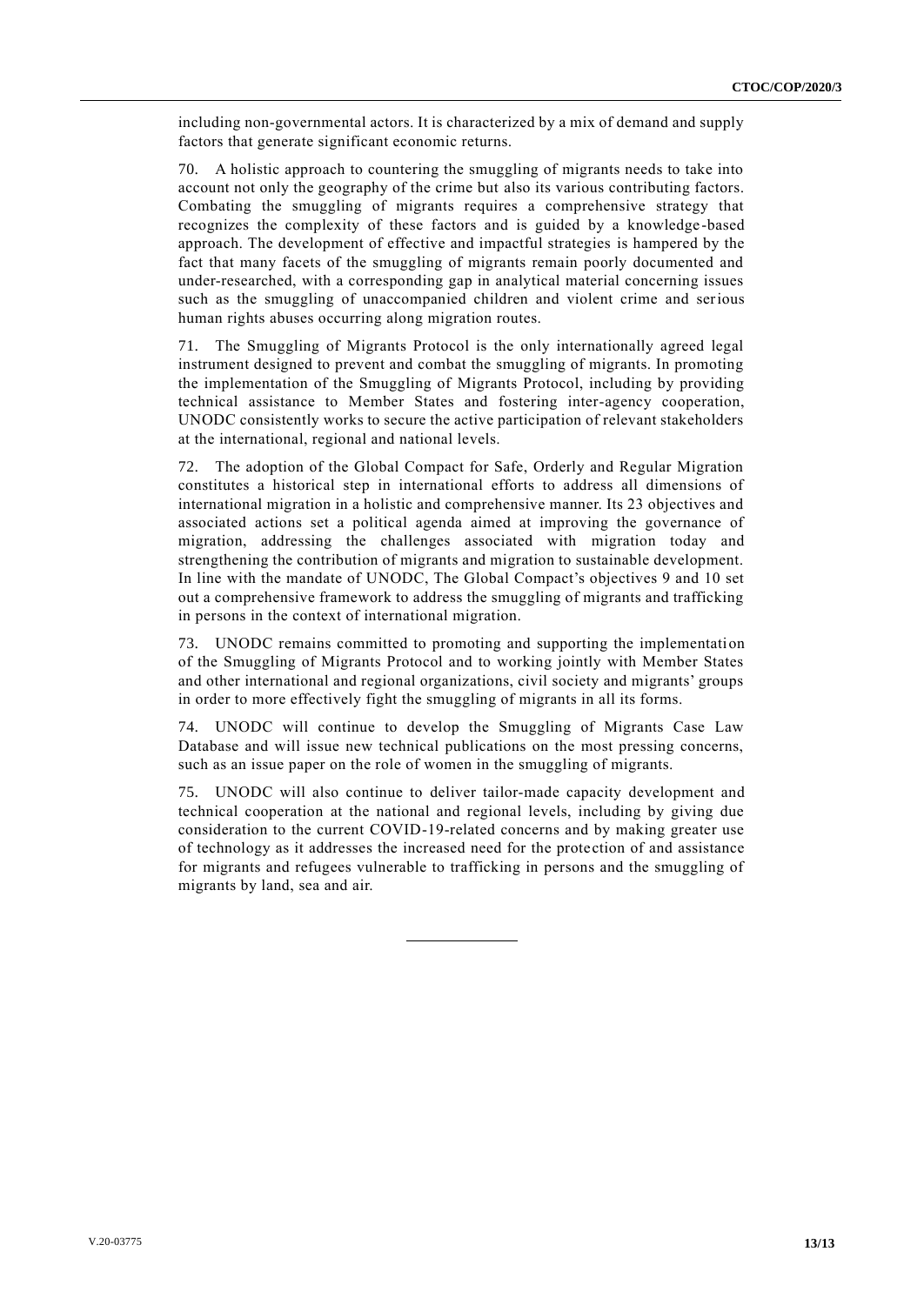including non-governmental actors. It is characterized by a mix of demand and supply factors that generate significant economic returns.

70. A holistic approach to countering the smuggling of migrants needs to take into account not only the geography of the crime but also its various contributing factors. Combating the smuggling of migrants requires a comprehensive strategy that recognizes the complexity of these factors and is guided by a knowledge-based approach. The development of effective and impactful strategies is hampered by the fact that many facets of the smuggling of migrants remain poorly documented and under-researched, with a corresponding gap in analytical material concerning issues such as the smuggling of unaccompanied children and violent crime and serious human rights abuses occurring along migration routes.

71. The Smuggling of Migrants Protocol is the only internationally agreed legal instrument designed to prevent and combat the smuggling of migrants. In promoting the implementation of the Smuggling of Migrants Protocol, including by providing technical assistance to Member States and fostering inter-agency cooperation, UNODC consistently works to secure the active participation of relevant stakeholders at the international, regional and national levels.

72. The adoption of the Global Compact for Safe, Orderly and Regular Migration constitutes a historical step in international efforts to address all dimensions of international migration in a holistic and comprehensive manner. Its 23 objectives and associated actions set a political agenda aimed at improving the governance of migration, addressing the challenges associated with migration today and strengthening the contribution of migrants and migration to sustainable development. In line with the mandate of UNODC, The Global Compact's objectives 9 and 10 set out a comprehensive framework to address the smuggling of migrants and trafficking in persons in the context of international migration.

73. UNODC remains committed to promoting and supporting the implementation of the Smuggling of Migrants Protocol and to working jointly with Member States and other international and regional organizations, civil society and migrants' groups in order to more effectively fight the smuggling of migrants in all its forms.

74. UNODC will continue to develop the Smuggling of Migrants Case Law Database and will issue new technical publications on the most pressing concerns, such as an issue paper on the role of women in the smuggling of migrants.

75. UNODC will also continue to deliver tailor-made capacity development and technical cooperation at the national and regional levels, including by giving due consideration to the current COVID-19-related concerns and by making greater use of technology as it addresses the increased need for the protection of and assistance for migrants and refugees vulnerable to trafficking in persons and the smuggling of migrants by land, sea and air.